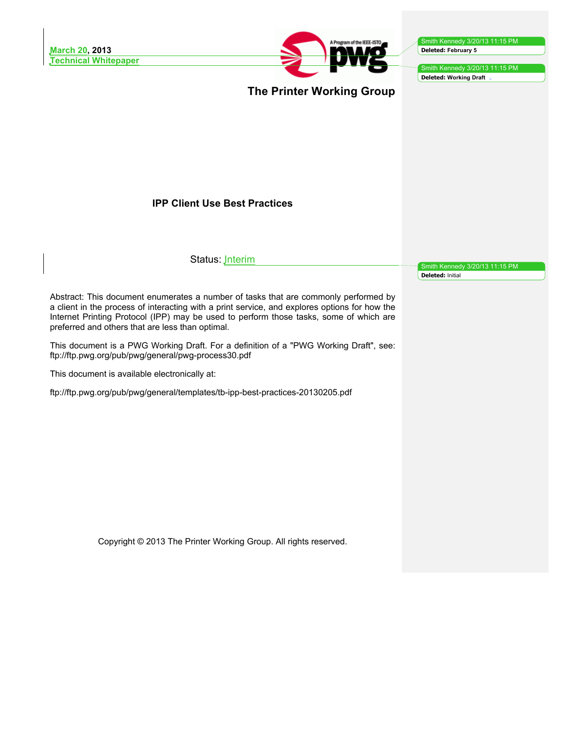March 20, 2013
Technical Whitepaper

The Printer Working Group

**IPP Client Use Best Practices**

Status: Interim

Abstract: This document enumerates a number of tasks that are commonly performed by a client in the process of interacting with a print service, and explores options for how the Internet Printing Protocol (IPP) may be used to perform those tasks, some of which are preferred and others that are less than optimal.

This document is a PWG Working Draft. For a definition of a "PWG Working Draft", see: ftp://ftp.pwg.org/pub/pwg/general/pwg-process30.pdf

This document is available electronically at:

ftp://ftp.pwg.org/pub/pwg/general/templates/tb-ipp-best-practices-20130205.pdf

Copyright © 2013 The Printer Working Group. All rights reserved.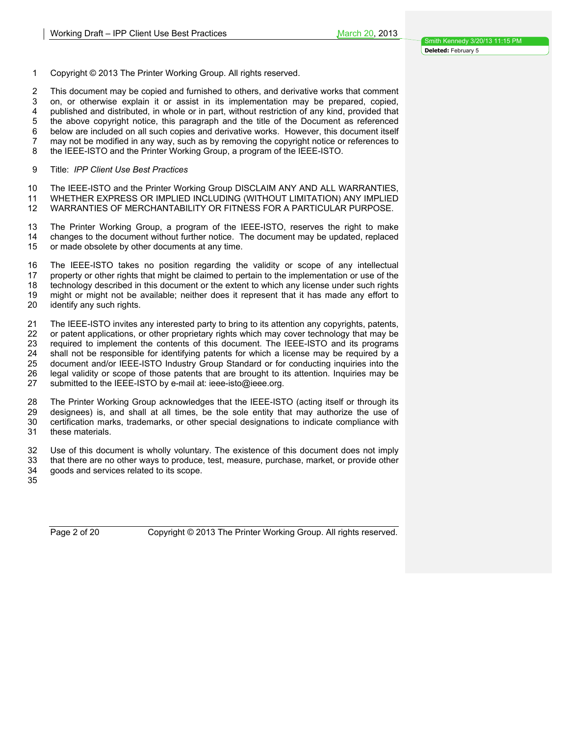Copyright © 2013 The Printer Working Group. All rights reserved.

This document may be copied and furnished to others, and derivative works that comment on, or otherwise explain it or assist in its implementation may be prepared, copied, published and distributed, in whole or in part, without restriction of any kind, provided that the above copyright notice, this paragraph and the title of the Document as referenced below are included on all such copies and derivative works. However, this document itself may not be modified in any way, such as by removing the copyright notice or references to the IEEE-ISTO and the Printer Working Group, a program of the IEEE-ISTO.

Title: *IPP Client Use Best Practices*

The IEEE-ISTO and the Printer Working Group DISCLAIM ANY AND ALL WARRANTIES, WHETHER EXPRESS OR IMPLIED INCLUDING (WITHOUT LIMITATION) ANY IMPLIED WARRANTIES OF MERCHANTABILITY OR FITNESS FOR A PARTICULAR PURPOSE.

The Printer Working Group, a program of the IEEE-ISTO, reserves the right to make changes to the document without further notice. The document may be updated, replaced or made obsolete by other documents at any time.

The IEEE-ISTO takes no position regarding the validity or scope of any intellectual property or other rights that might be claimed to pertain to the implementation or use of the technology described in this document or the extent to which any license under such rights might or might not be available; neither does it represent that it has made any effort to identify any such rights.

The IEEE-ISTO invites any interested party to bring to its attention any copyrights, patents, or patent applications, or other proprietary rights which may cover technology that may be required to implement the contents of this document. The IEEE-ISTO and its programs shall not be responsible for identifying patents for which a license may be required by a document and/or IEEE-ISTO Industry Group Standard or for conducting inquiries into the legal validity or scope of those patents that are brought to its attention. Inquiries may be submitted to the IEEE-ISTO by e-mail at: ieee-isto@ieee.org.

The Printer Working Group acknowledges that the IEEE-ISTO (acting itself or through its designees) is, and shall at all times, be the sole entity that may authorize the use of certification marks, trademarks, or other special designations to indicate compliance with these materials.

Use of this document is wholly voluntary. The existence of this document does not imply that there are no other ways to produce, test, measure, purchase, market, or provide other goods and services related to its scope.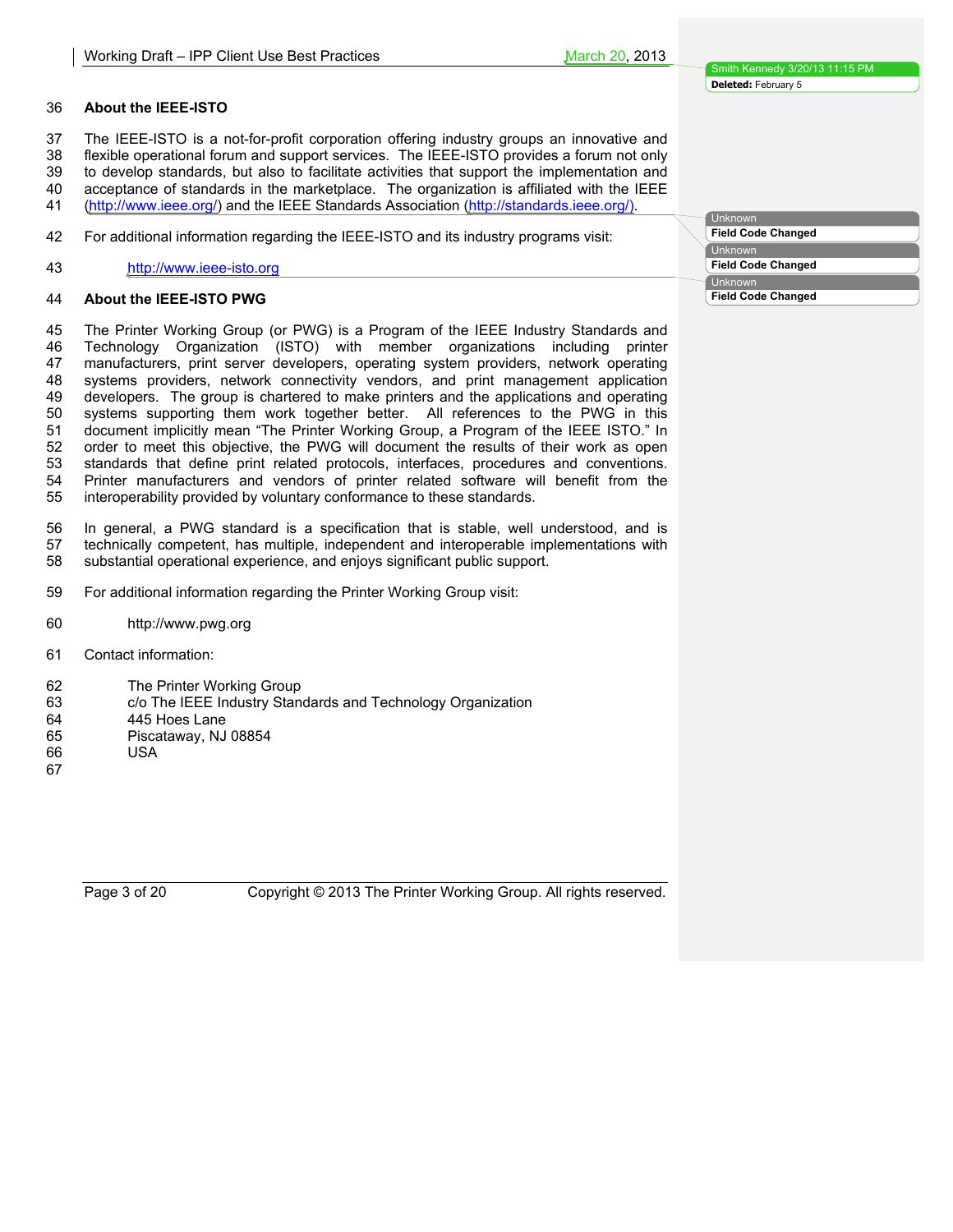## About the IEEE-ISTO

The IEEE-ISTO is a not-for-profit corporation offering industry groups an innovative and flexible operational forum and support services. The IEEE-ISTO provides a forum not only to develop standards, but also to facilitate activities that support the implementation and acceptance of standards in the marketplace. The organization is affiliated with the IEEE (http://www.ieee.org/) and the IEEE Standards Association (http://standards.ieee.org/).

For additional information regarding the IEEE-ISTO and its industry programs visit:

http://www.ieee-isto.org

## About the IEEE-ISTO PWG

The Printer Working Group (or PWG) is a Program of the IEEE Industry Standards and Technology Organization (ISTO) with member organizations including printer manufacturers, print server developers, operating system providers, network operating systems providers, network connectivity vendors, and print management application developers. The group is chartered to make printers and the applications and operating systems supporting them work together better. All references to the PWG in this document implicitly mean "The Printer Working Group, a Program of the IEEE ISTO." In order to meet this objective, the PWG will document the results of their work as open standards that define print related protocols, interfaces, procedures and conventions. Printer manufacturers and vendors of printer related software will benefit from the interoperability provided by voluntary conformance to these standards.

In general, a PWG standard is a specification that is stable, well understood, and is technically competent, has multiple, independent and interoperable implementations with substantial operational experience, and enjoys significant public support.

For additional information regarding the Printer Working Group visit:

http://www.pwg.org

Contact information:

The Printer Working Group
c/o The IEEE Industry Standards and Technology Organization
445 Hoes Lane
Piscataway, NJ 08854
USA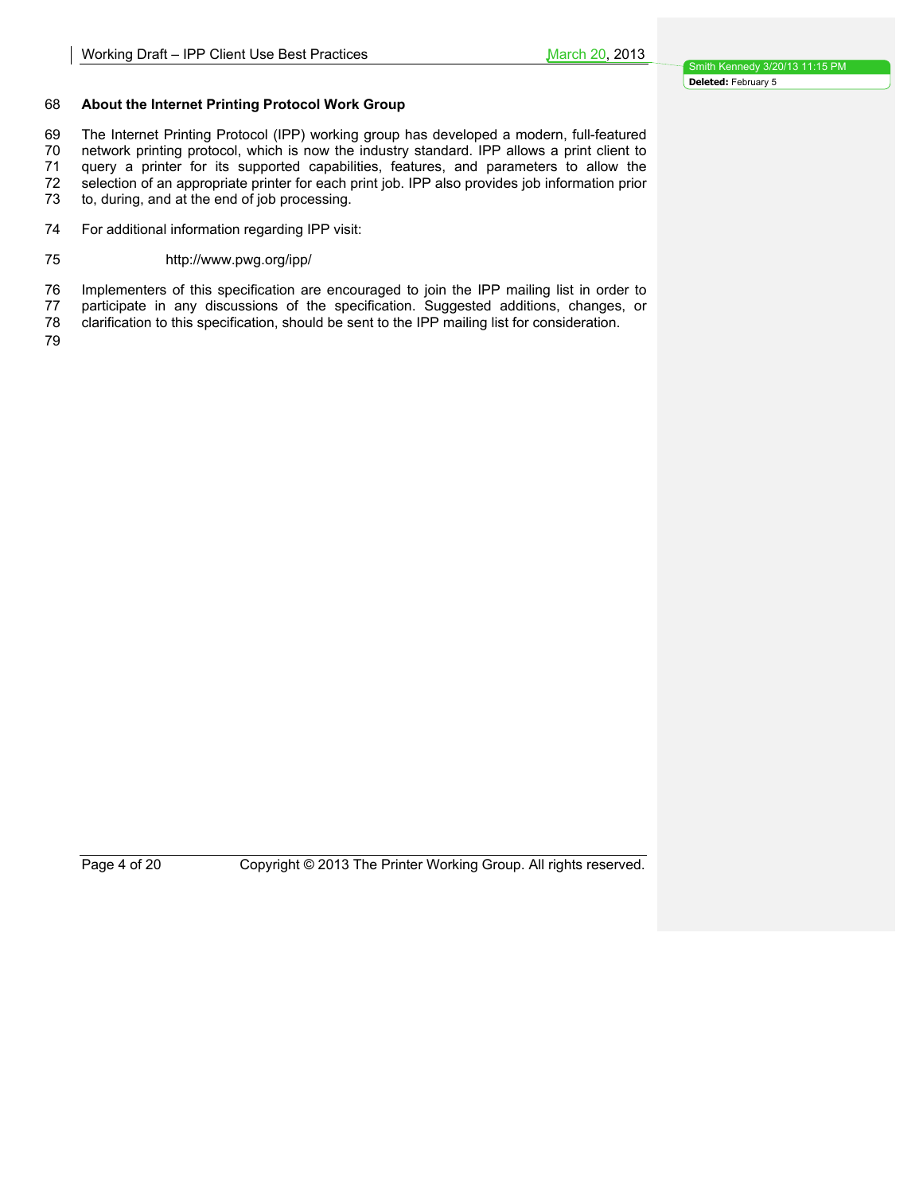## About the Internet Printing Protocol Work Group

The Internet Printing Protocol (IPP) working group has developed a modern, full-featured network printing protocol, which is now the industry standard. IPP allows a print client to query a printer for its supported capabilities, features, and parameters to allow the selection of an appropriate printer for each print job. IPP also provides job information prior to, during, and at the end of job processing.

For additional information regarding IPP visit:

http://www.pwg.org/ipp/

Implementers of this specification are encouraged to join the IPP mailing list in order to participate in any discussions of the specification. Suggested additions, changes, or clarification to this specification, should be sent to the IPP mailing list for consideration.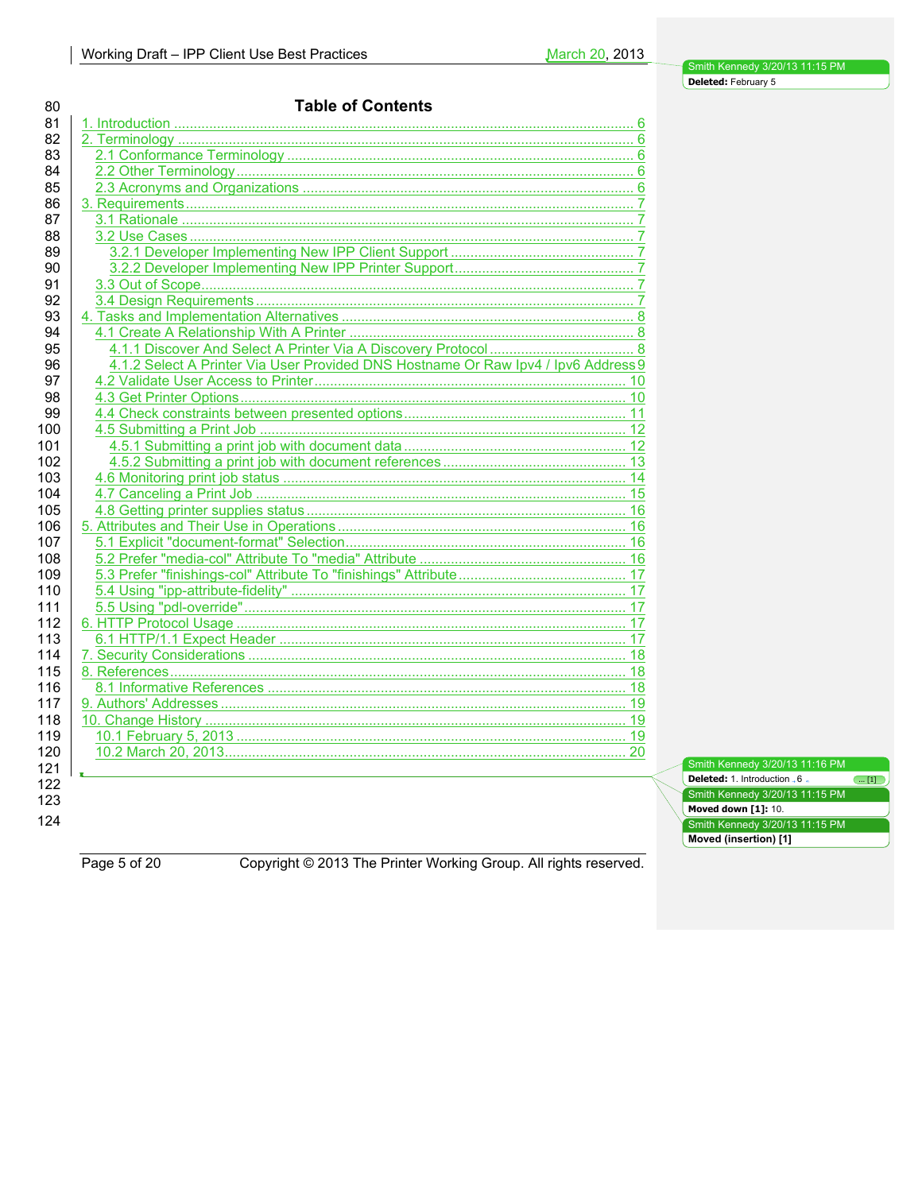# Table of Contents

1. Introduction .......... 6
2. Terminology .......... 6
    - 2.1 Conformance Terminology .......... 6
    - 2.2 Other Terminology .......... 6
    - 2.3 Acronyms and Organizations .......... 6
3. Requirements .......... 7
    - 3.1 Rationale .......... 7
    - 3.2 Use Cases .......... 7
        - 3.2.1 Developer Implementing New IPP Client Support .......... 7
        - 3.2.2 Developer Implementing New IPP Printer Support .......... 7
    - 3.3 Out of Scope .......... 7
    - 3.4 Design Requirements .......... 7
4. Tasks and Implementation Alternatives .......... 8
    - 4.1 Create A Relationship With A Printer .......... 8
        - 4.1.1 Discover And Select A Printer Via A Discovery Protocol .......... 8
        - 4.1.2 Select A Printer Via User Provided DNS Hostname Or Raw Ipv4 / Ipv6 Address .......... 9
    - 4.2 Validate User Access to Printer .......... 10
    - 4.3 Get Printer Options .......... 10
    - 4.4 Check constraints between presented options .......... 11
    - 4.5 Submitting a Print Job .......... 12
        - 4.5.1 Submitting a print job with document data .......... 12
        - 4.5.2 Submitting a print job with document references .......... 13
    - 4.6 Monitoring print job status .......... 14
    - 4.7 Canceling a Print Job .......... 15
    - 4.8 Getting printer supplies status .......... 16
5. Attributes and Their Use in Operations .......... 16
    - 5.1 Explicit "document-format" Selection .......... 16
    - 5.2 Prefer "media-col" Attribute To "media" Attribute .......... 16
    - 5.3 Prefer "finishings-col" Attribute To "finishings" Attribute .......... 17
    - 5.4 Using "ipp-attribute-fidelity" .......... 17
    - 5.5 Using "pdl-override" .......... 17
6. HTTP Protocol Usage .......... 17
    - 6.1 HTTP/1.1 Expect Header .......... 17
7. Security Considerations .......... 18
8. References .......... 18
    - 8.1 Informative References .......... 18
9. Authors' Addresses .......... 19
10. Change History .......... 19
    - 10.1 February 5, 2013 .......... 19
    - 10.2 March 20, 2013 .......... 20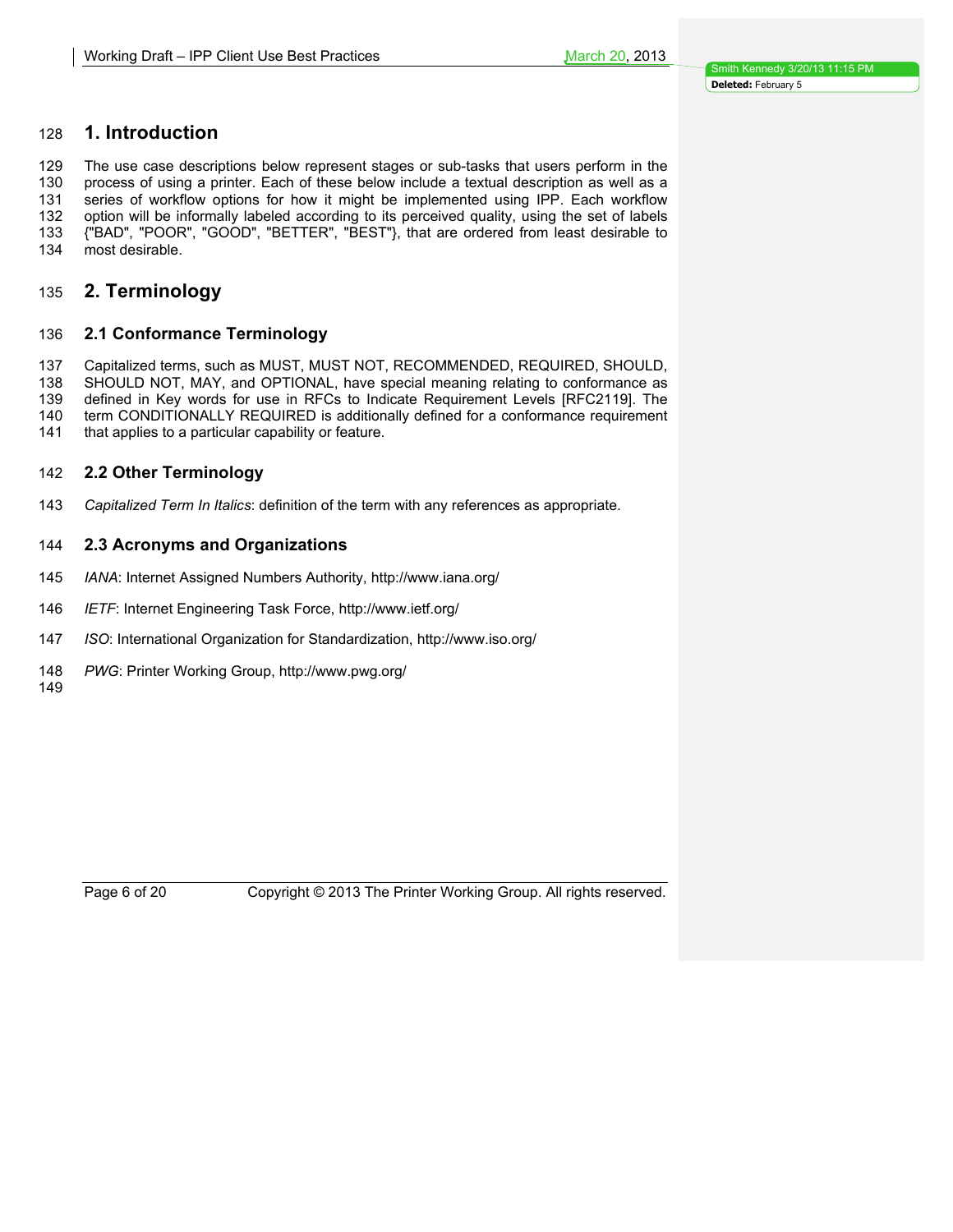# 1. Introduction

The use case descriptions below represent stages or sub-tasks that users perform in the process of using a printer. Each of these below include a textual description as well as a series of workflow options for how it might be implemented using IPP. Each workflow option will be informally labeled according to its perceived quality, using the set of labels {"BAD", "POOR", "GOOD", "BETTER", "BEST"}, that are ordered from least desirable to most desirable.

# 2. Terminology

## 2.1 Conformance Terminology

Capitalized terms, such as MUST, MUST NOT, RECOMMENDED, REQUIRED, SHOULD, SHOULD NOT, MAY, and OPTIONAL, have special meaning relating to conformance as defined in Key words for use in RFCs to Indicate Requirement Levels [RFC2119]. The term CONDITIONALLY REQUIRED is additionally defined for a conformance requirement that applies to a particular capability or feature.

## 2.2 Other Terminology

*Capitalized Term In Italics*: definition of the term with any references as appropriate.

## 2.3 Acronyms and Organizations

*IANA*: Internet Assigned Numbers Authority, http://www.iana.org/

*IETF*: Internet Engineering Task Force, http://www.ietf.org/

*ISO*: International Organization for Standardization, http://www.iso.org/

*PWG*: Printer Working Group, http://www.pwg.org/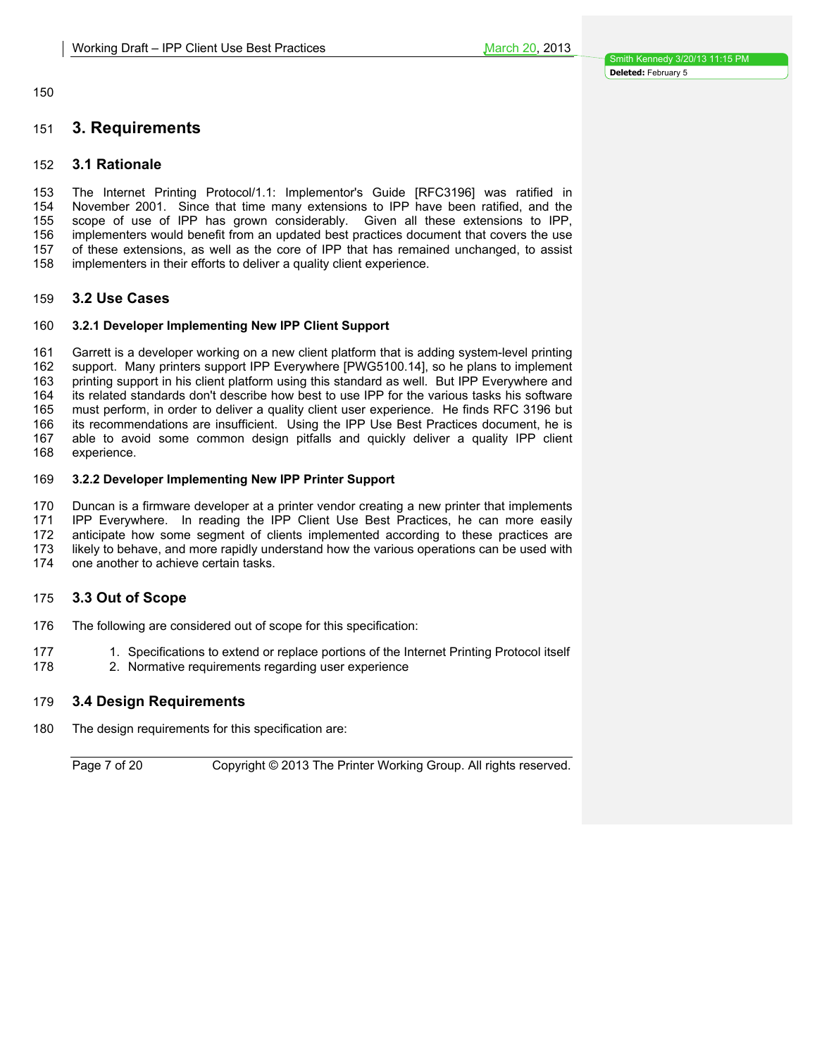# 3. Requirements

## 3.1 Rationale

The Internet Printing Protocol/1.1: Implementor's Guide [RFC3196] was ratified in November 2001. Since that time many extensions to IPP have been ratified, and the scope of use of IPP has grown considerably. Given all these extensions to IPP, implementers would benefit from an updated best practices document that covers the use of these extensions, as well as the core of IPP that has remained unchanged, to assist implementers in their efforts to deliver a quality client experience.

## 3.2 Use Cases

### 3.2.1 Developer Implementing New IPP Client Support

Garrett is a developer working on a new client platform that is adding system-level printing support. Many printers support IPP Everywhere [PWG5100.14], so he plans to implement printing support in his client platform using this standard as well. But IPP Everywhere and its related standards don't describe how best to use IPP for the various tasks his software must perform, in order to deliver a quality client user experience. He finds RFC 3196 but its recommendations are insufficient. Using the IPP Use Best Practices document, he is able to avoid some common design pitfalls and quickly deliver a quality IPP client experience.

### 3.2.2 Developer Implementing New IPP Printer Support

Duncan is a firmware developer at a printer vendor creating a new printer that implements IPP Everywhere. In reading the IPP Client Use Best Practices, he can more easily anticipate how some segment of clients implemented according to these practices are likely to behave, and more rapidly understand how the various operations can be used with one another to achieve certain tasks.

## 3.3 Out of Scope

The following are considered out of scope for this specification:

1. Specifications to extend or replace portions of the Internet Printing Protocol itself
2. Normative requirements regarding user experience

## 3.4 Design Requirements

The design requirements for this specification are: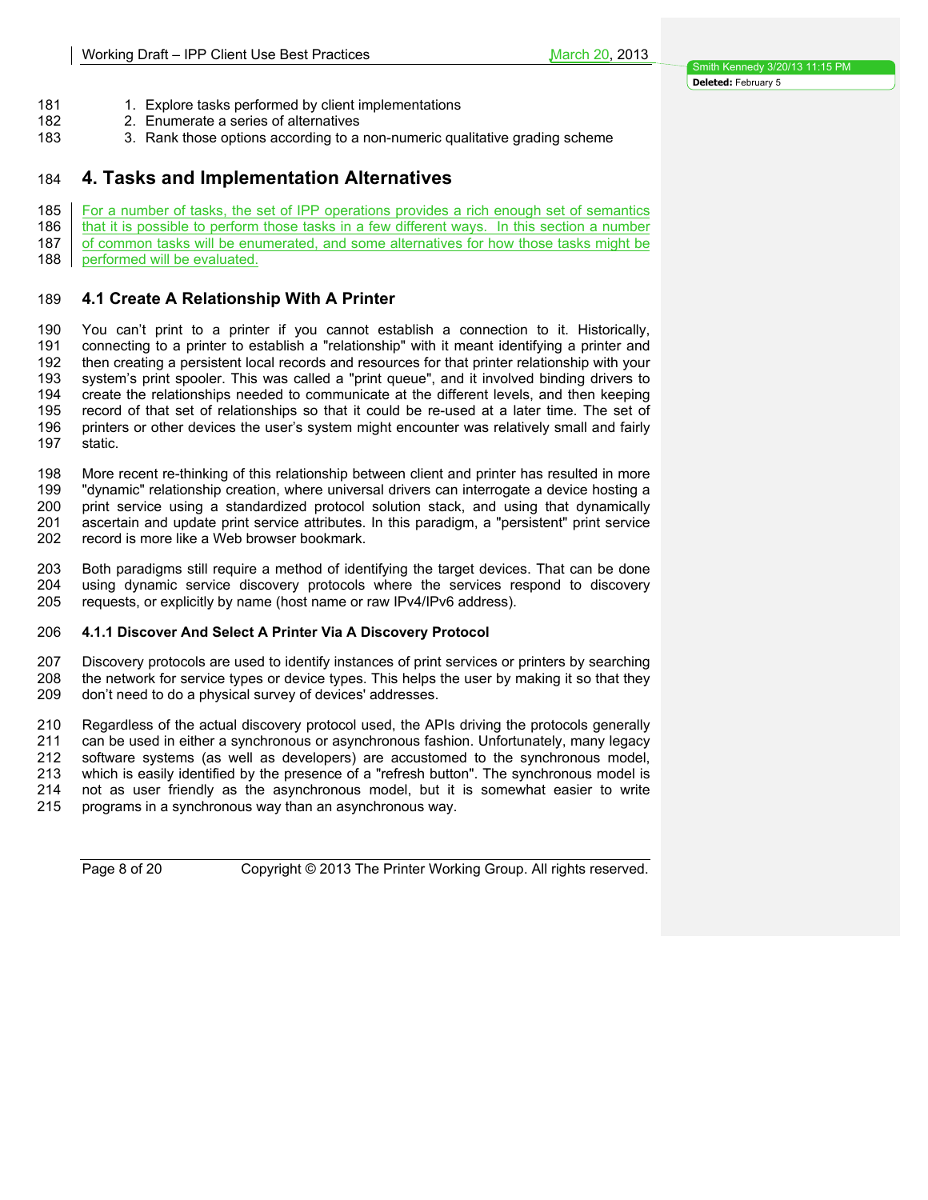1. Explore tasks performed by client implementations
2. Enumerate a series of alternatives
3. Rank those options according to a non-numeric qualitative grading scheme

# 4. Tasks and Implementation Alternatives

For a number of tasks, the set of IPP operations provides a rich enough set of semantics that it is possible to perform those tasks in a few different ways. In this section a number of common tasks will be enumerated, and some alternatives for how those tasks might be performed will be evaluated.

## 4.1 Create A Relationship With A Printer

You can't print to a printer if you cannot establish a connection to it. Historically, connecting to a printer to establish a "relationship" with it meant identifying a printer and then creating a persistent local records and resources for that printer relationship with your system's print spooler. This was called a "print queue", and it involved binding drivers to create the relationships needed to communicate at the different levels, and then keeping record of that set of relationships so that it could be re-used at a later time. The set of printers or other devices the user's system might encounter was relatively small and fairly static.

More recent re-thinking of this relationship between client and printer has resulted in more "dynamic" relationship creation, where universal drivers can interrogate a device hosting a print service using a standardized protocol solution stack, and using that dynamically ascertain and update print service attributes. In this paradigm, a "persistent" print service record is more like a Web browser bookmark.

Both paradigms still require a method of identifying the target devices. That can be done using dynamic service discovery protocols where the services respond to discovery requests, or explicitly by name (host name or raw IPv4/IPv6 address).

### 4.1.1 Discover And Select A Printer Via A Discovery Protocol

Discovery protocols are used to identify instances of print services or printers by searching the network for service types or device types. This helps the user by making it so that they don't need to do a physical survey of devices' addresses.

Regardless of the actual discovery protocol used, the APIs driving the protocols generally can be used in either a synchronous or asynchronous fashion. Unfortunately, many legacy software systems (as well as developers) are accustomed to the synchronous model, which is easily identified by the presence of a "refresh button". The synchronous model is not as user friendly as the asynchronous model, but it is somewhat easier to write programs in a synchronous way than an asynchronous way.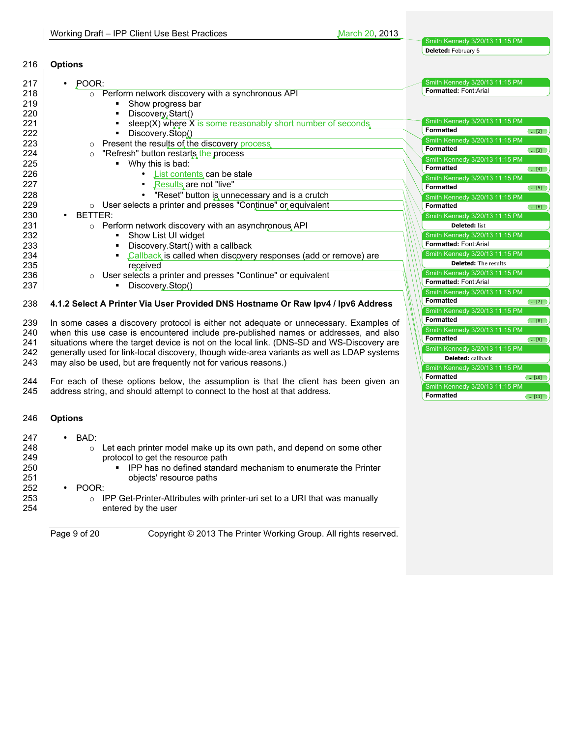**Options**

- POOR:
  - Perform network discovery with a synchronous API
    - Show progress bar
    - Discovery.Start()
    - sleep(X) where X is some reasonably short number of seconds
    - Discovery.Stop()
  - Present the results of the discovery process
  - "Refresh" button restarts the process
    - Why this is bad:
      - List contents can be stale
      - Results are not "live"
      - "Reset" button is unnecessary and is a crutch
  - User selects a printer and presses "Continue" or equivalent
- BETTER:
  - Perform network discovery with an asynchronous API
    - Show List UI widget
    - Discovery.Start() with a callback
    - Callback is called when discovery responses (add or remove) are received
  - User selects a printer and presses "Continue" or equivalent
    - Discovery.Stop()

### 4.1.2 Select A Printer Via User Provided DNS Hostname Or Raw Ipv4 / Ipv6 Address

In some cases a discovery protocol is either not adequate or unnecessary. Examples of when this use case is encountered include pre-published names or addresses, and also situations where the target device is not on the local link. (DNS-SD and WS-Discovery are generally used for link-local discovery, though wide-area variants as well as LDAP systems may also be used, but are frequently not for various reasons.)

For each of these options below, the assumption is that the client has been given an address string, and should attempt to connect to the host at that address.

**Options**

- BAD:
  - Let each printer model make up its own path, and depend on some other protocol to get the resource path
    - IPP has no defined standard mechanism to enumerate the Printer objects' resource paths
- POOR:
  - IPP Get-Printer-Attributes with printer-uri set to a URI that was manually entered by the user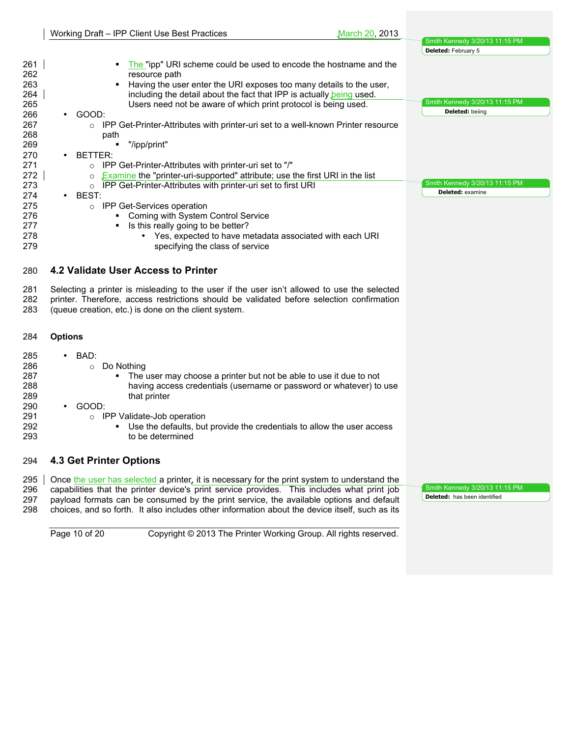- The "ipp" URI scheme could be used to encode the hostname and the resource path
- Having the user enter the URI exposes too many details to the user, including the detail about the fact that IPP is actually being used. Users need not be aware of which print protocol is being used.

- GOOD:
  - IPP Get-Printer-Attributes with printer-uri set to a well-known Printer resource path
    - "/ipp/print"
- BETTER:
  - IPP Get-Printer-Attributes with printer-uri set to "/"
  - Examine the "printer-uri-supported" attribute; use the first URI in the list
  - IPP Get-Printer-Attributes with printer-uri set to first URI
- BEST:
  - IPP Get-Services operation
    - Coming with System Control Service
    - Is this really going to be better?
      - Yes, expected to have metadata associated with each URI specifying the class of service

## 4.2 Validate User Access to Printer

Selecting a printer is misleading to the user if the user isn't allowed to use the selected printer. Therefore, access restrictions should be validated before selection confirmation (queue creation, etc.) is done on the client system.

**Options**

- BAD:
  - Do Nothing
    - The user may choose a printer but not be able to use it due to not having access credentials (username or password or whatever) to use that printer
- GOOD:
  - IPP Validate-Job operation
    - Use the defaults, but provide the credentials to allow the user access to be determined

## 4.3 Get Printer Options

Once the user has selected a printer, it is necessary for the print system to understand the capabilities that the printer device's print service provides. This includes what print job payload formats can be consumed by the print service, the available options and default choices, and so forth. It also includes other information about the device itself, such as its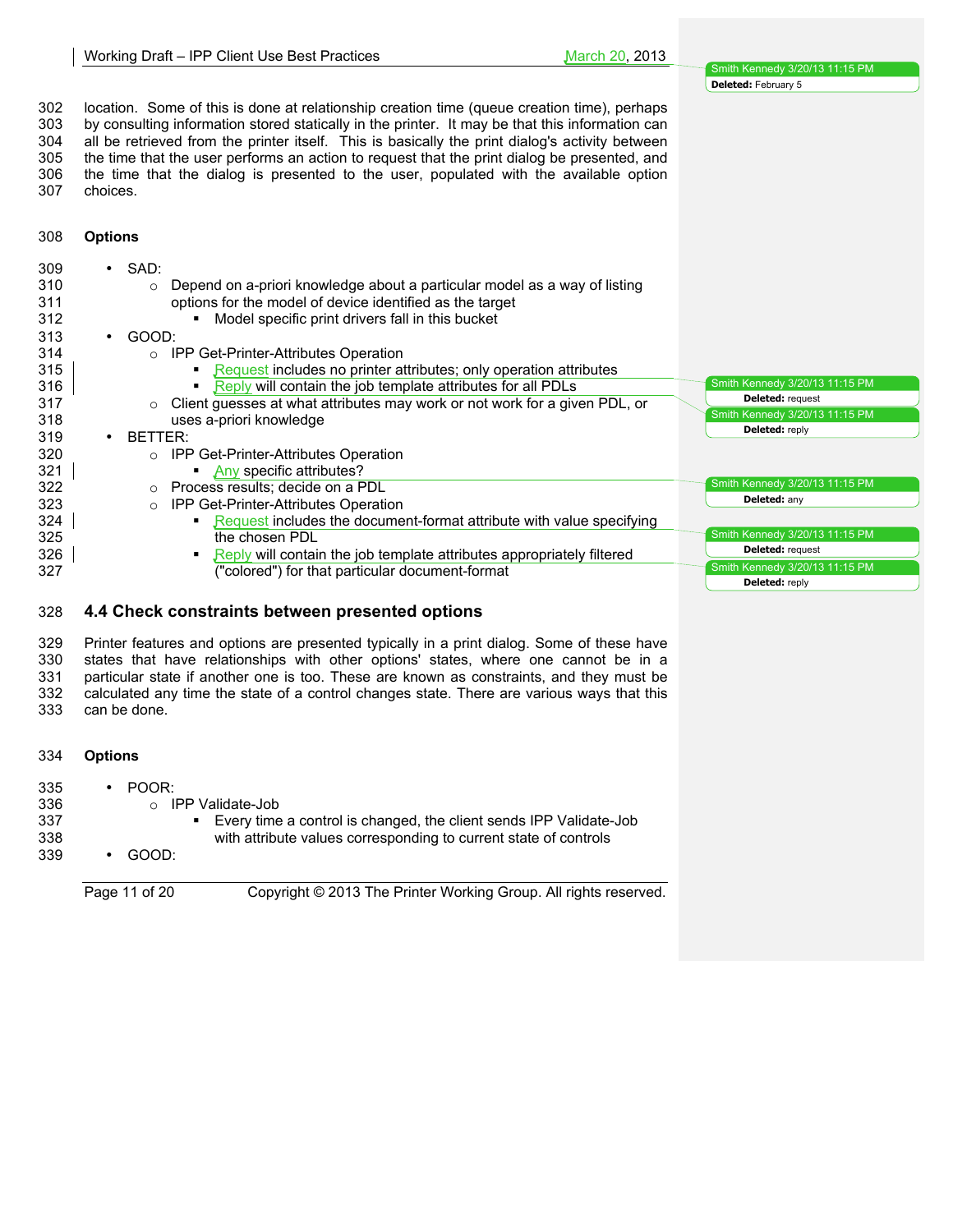location. Some of this is done at relationship creation time (queue creation time), perhaps by consulting information stored statically in the printer. It may be that this information can all be retrieved from the printer itself. This is basically the print dialog's activity between the time that the user performs an action to request that the print dialog be presented, and the time that the dialog is presented to the user, populated with the available option choices.

**Options**

- SAD:
  - Depend on a-priori knowledge about a particular model as a way of listing options for the model of device identified as the target
    - Model specific print drivers fall in this bucket
- GOOD:
  - IPP Get-Printer-Attributes Operation
    - Request includes no printer attributes; only operation attributes
    - Reply will contain the job template attributes for all PDLs
  - Client guesses at what attributes may work or not work for a given PDL, or uses a-priori knowledge
- BETTER:
  - IPP Get-Printer-Attributes Operation
    - Any specific attributes?
  - Process results; decide on a PDL
  - IPP Get-Printer-Attributes Operation
    - Request includes the document-format attribute with value specifying the chosen PDL
    - Reply will contain the job template attributes appropriately filtered ("colored") for that particular document-format

## 4.4 Check constraints between presented options

Printer features and options are presented typically in a print dialog. Some of these have states that have relationships with other options' states, where one cannot be in a particular state if another one is too. These are known as constraints, and they must be calculated any time the state of a control changes state. There are various ways that this can be done.

**Options**

- POOR:
  - IPP Validate-Job
    - Every time a control is changed, the client sends IPP Validate-Job with attribute values corresponding to current state of controls
- GOOD: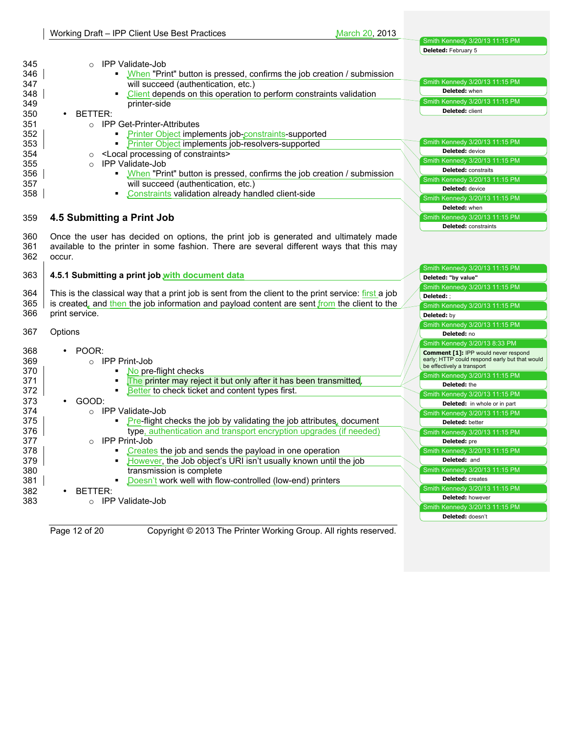- IPP Validate-Job
  - When "Print" button is pressed, confirms the job creation / submission will succeed (authentication, etc.)
  - Client depends on this operation to perform constraints validation printer-side
- BETTER:
  - IPP Get-Printer-Attributes
    - Printer Object implements job-constraints-supported
    - Printer Object implements job-resolvers-supported
  - <Local processing of constraints>
  - IPP Validate-Job
    - When "Print" button is pressed, confirms the job creation / submission will succeed (authentication, etc.)
    - Constraints validation already handled client-side

## 4.5 Submitting a Print Job

Once the user has decided on options, the print job is generated and ultimately made available to the printer in some fashion. There are several different ways that this may occur.

### 4.5.1 Submitting a print job with document data

This is the classical way that a print job is sent from the client to the print service: first a job is created, and then the job information and payload content are sent from the client to the print service.

Options

- POOR:
  - IPP Print-Job
    - No pre-flight checks
    - The printer may reject it but only after it has been transmitted.
    - Better to check ticket and content types first.
- GOOD:
  - IPP Validate-Job
    - Pre-flight checks the job by validating the job attributes, document type, authentication and transport encryption upgrades (if needed)
  - IPP Print-Job
    - Creates the job and sends the payload in one operation
    - However, the Job object's URI isn't usually known until the job transmission is complete
    - Doesn't work well with flow-controlled (low-end) printers
- BETTER:
  - IPP Validate-Job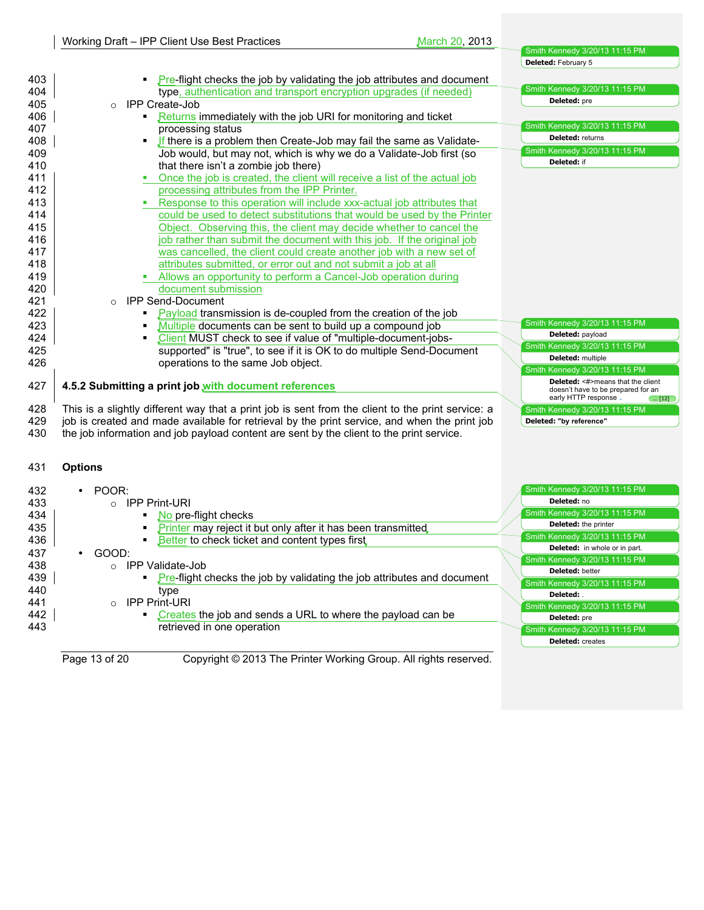- Pre-flight checks the job by validating the job attributes and document type, authentication and transport encryption upgrades (if needed)
  - IPP Create-Job
    - Returns immediately with the job URI for monitoring and ticket processing status
    - If there is a problem then Create-Job may fail the same as Validate-Job would, but may not, which is why we do a Validate-Job first (so that there isn't a zombie job there)
    - Once the job is created, the client will receive a list of the actual job processing attributes from the IPP Printer.
    - Response to this operation will include xxx-actual job attributes that could be used to detect substitutions that would be used by the Printer Object. Observing this, the client may decide whether to cancel the job rather than submit the document with this job. If the original job was cancelled, the client could create another job with a new set of attributes submitted, or error out and not submit a job at all
    - Allows an opportunity to perform a Cancel-Job operation during document submission
  - IPP Send-Document
    - Payload transmission is de-coupled from the creation of the job
    - Multiple documents can be sent to build up a compound job
    - Client MUST check to see if value of "multiple-document-jobs-supported" is "true", to see if it is OK to do multiple Send-Document operations to the same Job object.

### 4.5.2 Submitting a print job with document references

This is a slightly different way that a print job is sent from the client to the print service: a job is created and made available for retrieval by the print service, and when the print job the job information and job payload content are sent by the client to the print service.

**Options**

- POOR:
  - IPP Print-URI
    - No pre-flight checks
    - Printer may reject it but only after it has been transmitted
    - Better to check ticket and content types first
- GOOD:
  - IPP Validate-Job
    - Pre-flight checks the job by validating the job attributes and document type
  - IPP Print-URI
    - Creates the job and sends a URL to where the payload can be retrieved in one operation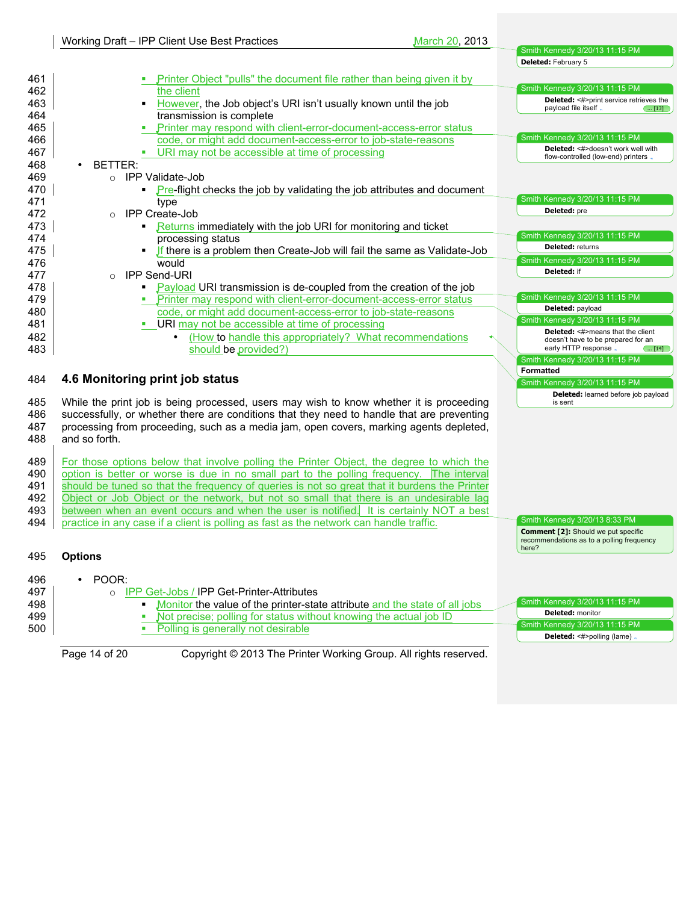- Printer Object "pulls" the document file rather than being given it by the client
   - However, the Job object's URI isn't usually known until the job transmission is complete
   - Printer may respond with client-error-document-access-error status code, or might add document-access-error to job-state-reasons
   - URI may not be accessible at time of processing
- BETTER:
  - IPP Validate-Job
    - Pre-flight checks the job by validating the job attributes and document type
  - IPP Create-Job
    - Returns immediately with the job URI for monitoring and ticket processing status
    - If there is a problem then Create-Job will fail the same as Validate-Job would
  - IPP Send-URI
    - Payload URI transmission is de-coupled from the creation of the job
    - Printer may respond with client-error-document-access-error status code, or might add document-access-error to job-state-reasons
    - URI may not be accessible at time of processing
      - (How to handle this appropriately? What recommendations should be provided?)

## 4.6 Monitoring print job status

While the print job is being processed, users may wish to know whether it is proceeding successfully, or whether there are conditions that they need to handle that are preventing processing from proceeding, such as a media jam, open covers, marking agents depleted, and so forth.

For those options below that involve polling the Printer Object, the degree to which the option is better or worse is due in no small part to the polling frequency. The interval should be tuned so that the frequency of queries is not so great that it burdens the Printer Object or Job Object or the network, but not so small that there is an undesirable lag between when an event occurs and when the user is notified. It is certainly NOT a best practice in any case if a client is polling as fast as the network can handle traffic.

**Options**

- POOR:
  - IPP Get-Jobs / IPP Get-Printer-Attributes
    - Monitor the value of the printer-state attribute and the state of all jobs
    - Not precise; polling for status without knowing the actual job ID
    - Polling is generally not desirable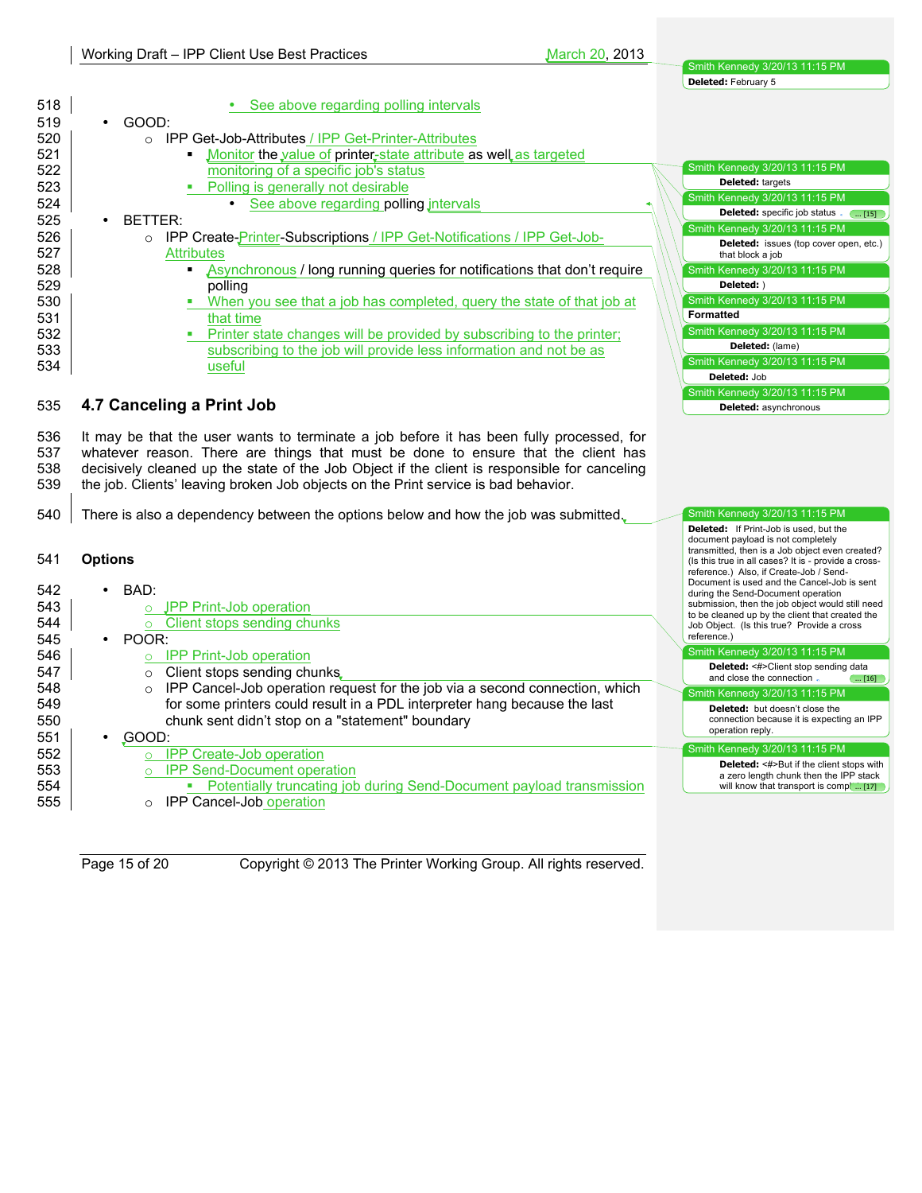- See above regarding polling intervals

- GOOD:
  - IPP Get-Job-Attributes / IPP Get-Printer-Attributes
    - Monitor the value of printer-state attribute as well as targeted monitoring of a specific job's status
    - Polling is generally not desirable
      - See above regarding polling intervals
- BETTER:
  - IPP Create-Printer-Subscriptions / IPP Get-Notifications / IPP Get-Job-Attributes
    - Asynchronous / long running queries for notifications that don't require polling
    - When you see that a job has completed, query the state of that job at that time
    - Printer state changes will be provided by subscribing to the printer; subscribing to the job will provide less information and not be as useful

## 4.7 Canceling a Print Job

It may be that the user wants to terminate a job before it has been fully processed, for whatever reason. There are things that must be done to ensure that the client has decisively cleaned up the state of the Job Object if the client is responsible for canceling the job. Clients' leaving broken Job objects on the Print service is bad behavior.

There is also a dependency between the options below and how the job was submitted.

### Options

- BAD:
  - IPP Print-Job operation
  - Client stops sending chunks
- POOR:
  - IPP Print-Job operation
  - Client stops sending chunks
  - IPP Cancel-Job operation request for the job via a second connection, which for some printers could result in a PDL interpreter hang because the last chunk sent didn't stop on a "statement" boundary
- GOOD:
  - IPP Create-Job operation
  - IPP Send-Document operation
    - Potentially truncating job during Send-Document payload transmission
  - IPP Cancel-Job operation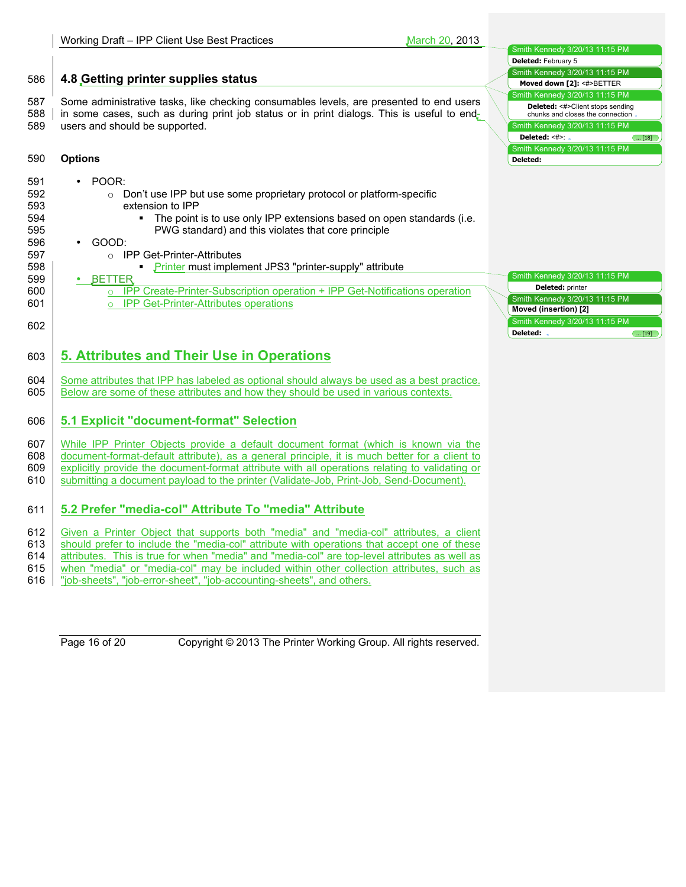## 4.8 Getting printer supplies status

Some administrative tasks, like checking consumables levels, are presented to end users in some cases, such as during print job status or in print dialogs. This is useful to end-users and should be supported.

**Options**

- POOR:
  - Don't use IPP but use some proprietary protocol or platform-specific extension to IPP
    - The point is to use only IPP extensions based on open standards (i.e. PWG standard) and this violates that core principle
- GOOD:
  - IPP Get-Printer-Attributes
    - Printer must implement JPS3 "printer-supply" attribute
- BETTER
  - IPP Create-Printer-Subscription operation + IPP Get-Notifications operation
  - IPP Get-Printer-Attributes operations

# 5. Attributes and Their Use in Operations

Some attributes that IPP has labeled as optional should always be used as a best practice. Below are some of these attributes and how they should be used in various contexts.

## 5.1 Explicit "document-format" Selection

While IPP Printer Objects provide a default document format (which is known via the document-format-default attribute), as a general principle, it is much better for a client to explicitly provide the document-format attribute with all operations relating to validating or submitting a document payload to the printer (Validate-Job, Print-Job, Send-Document).

## 5.2 Prefer "media-col" Attribute To "media" Attribute

Given a Printer Object that supports both "media" and "media-col" attributes, a client should prefer to include the "media-col" attribute with operations that accept one of these attributes. This is true for when "media" and "media-col" are top-level attributes as well as when "media" or "media-col" may be included within other collection attributes, such as "job-sheets", "job-error-sheet", "job-accounting-sheets", and others.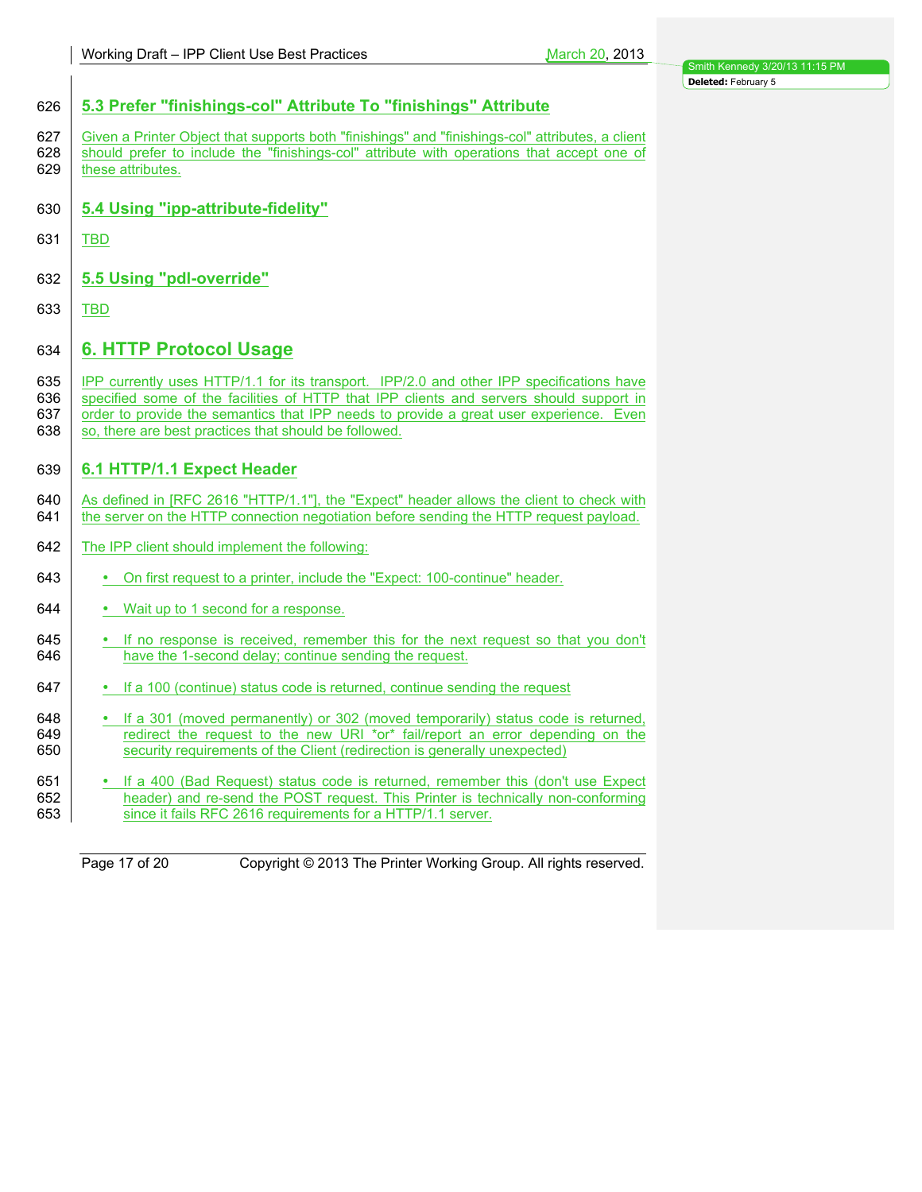## 5.3 Prefer "finishings-col" Attribute To "finishings" Attribute

Given a Printer Object that supports both "finishings" and "finishings-col" attributes, a client should prefer to include the "finishings-col" attribute with operations that accept one of these attributes.

## 5.4 Using "ipp-attribute-fidelity"

TBD

## 5.5 Using "pdl-override"

TBD

# 6. HTTP Protocol Usage

IPP currently uses HTTP/1.1 for its transport. IPP/2.0 and other IPP specifications have specified some of the facilities of HTTP that IPP clients and servers should support in order to provide the semantics that IPP needs to provide a great user experience. Even so, there are best practices that should be followed.

## 6.1 HTTP/1.1 Expect Header

As defined in [RFC 2616 "HTTP/1.1"], the "Expect" header allows the client to check with the server on the HTTP connection negotiation before sending the HTTP request payload.

The IPP client should implement the following:

- On first request to a printer, include the "Expect: 100-continue" header.
- Wait up to 1 second for a response.
- If no response is received, remember this for the next request so that you don't have the 1-second delay; continue sending the request.
- If a 100 (continue) status code is returned, continue sending the request
- If a 301 (moved permanently) or 302 (moved temporarily) status code is returned, redirect the request to the new URI *or* fail/report an error depending on the security requirements of the Client (redirection is generally unexpected)
- If a 400 (Bad Request) status code is returned, remember this (don't use Expect header) and re-send the POST request. This Printer is technically non-conforming since it fails RFC 2616 requirements for a HTTP/1.1 server.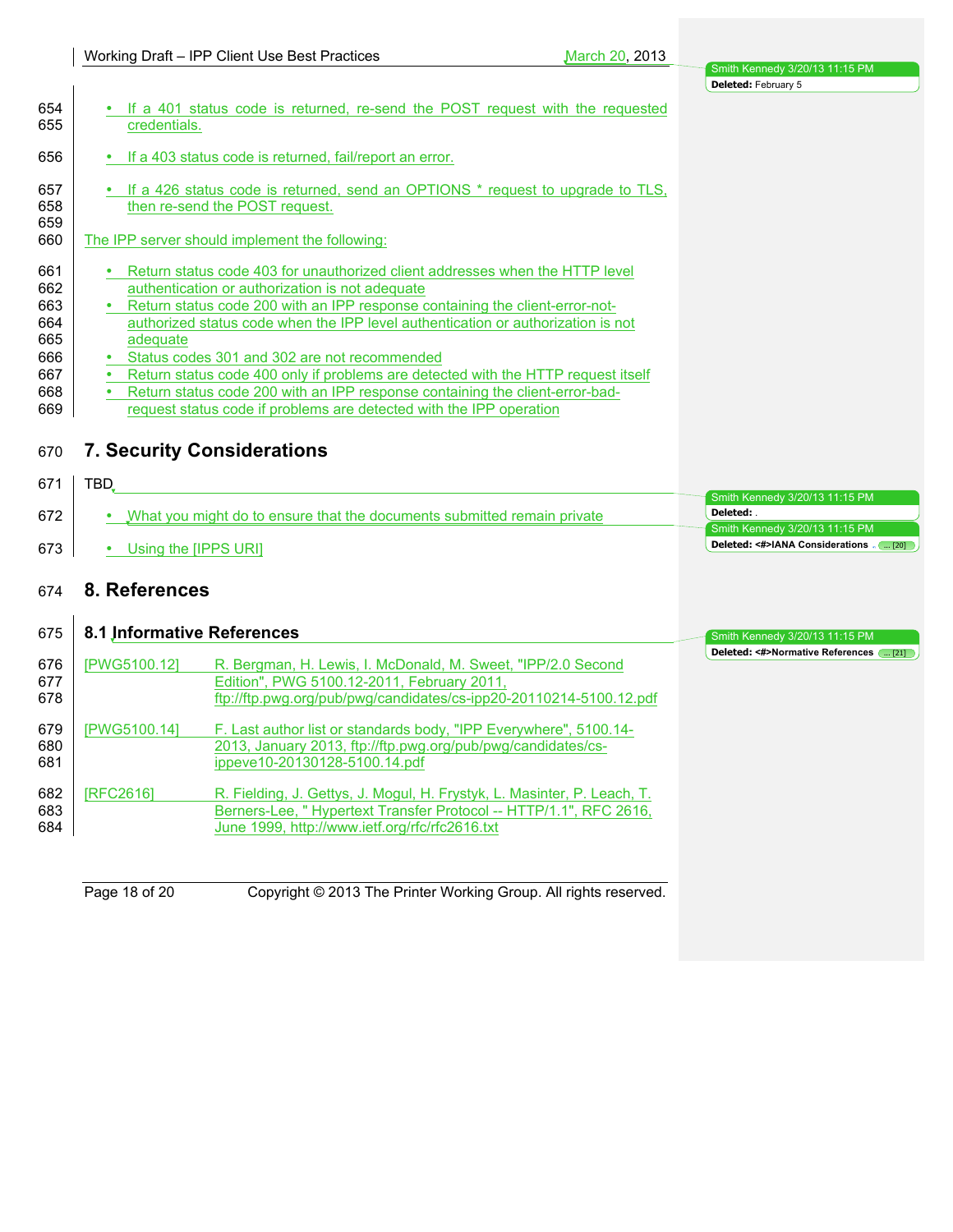- If a 401 status code is returned, re-send the POST request with the requested credentials.
- If a 403 status code is returned, fail/report an error.
- If a 426 status code is returned, send an OPTIONS * request to upgrade to TLS, then re-send the POST request.

The IPP server should implement the following:

- Return status code 403 for unauthorized client addresses when the HTTP level authentication or authorization is not adequate
- Return status code 200 with an IPP response containing the client-error-not-authorized status code when the IPP level authentication or authorization is not adequate
- Status codes 301 and 302 are not recommended
- Return status code 400 only if problems are detected with the HTTP request itself
- Return status code 200 with an IPP response containing the client-error-bad-request status code if problems are detected with the IPP operation

# 7. Security Considerations

TBD

- What you might do to ensure that the documents submitted remain private
- Using the [IPPS URI]

# 8. References

## 8.1 Informative References

[PWG5100.12] R. Bergman, H. Lewis, I. McDonald, M. Sweet, "IPP/2.0 Second Edition", PWG 5100.12-2011, February 2011, ftp://ftp.pwg.org/pub/pwg/candidates/cs-ipp20-20110214-5100.12.pdf

[PWG5100.14] F. Last author list or standards body, "IPP Everywhere", 5100.14-2013, January 2013, ftp://ftp.pwg.org/pub/pwg/candidates/cs-ippeve10-20130128-5100.14.pdf

[RFC2616] R. Fielding, J. Gettys, J. Mogul, H. Frystyk, L. Masinter, P. Leach, T. Berners-Lee, " Hypertext Transfer Protocol -- HTTP/1.1", RFC 2616, June 1999, http://www.ietf.org/rfc/rfc2616.txt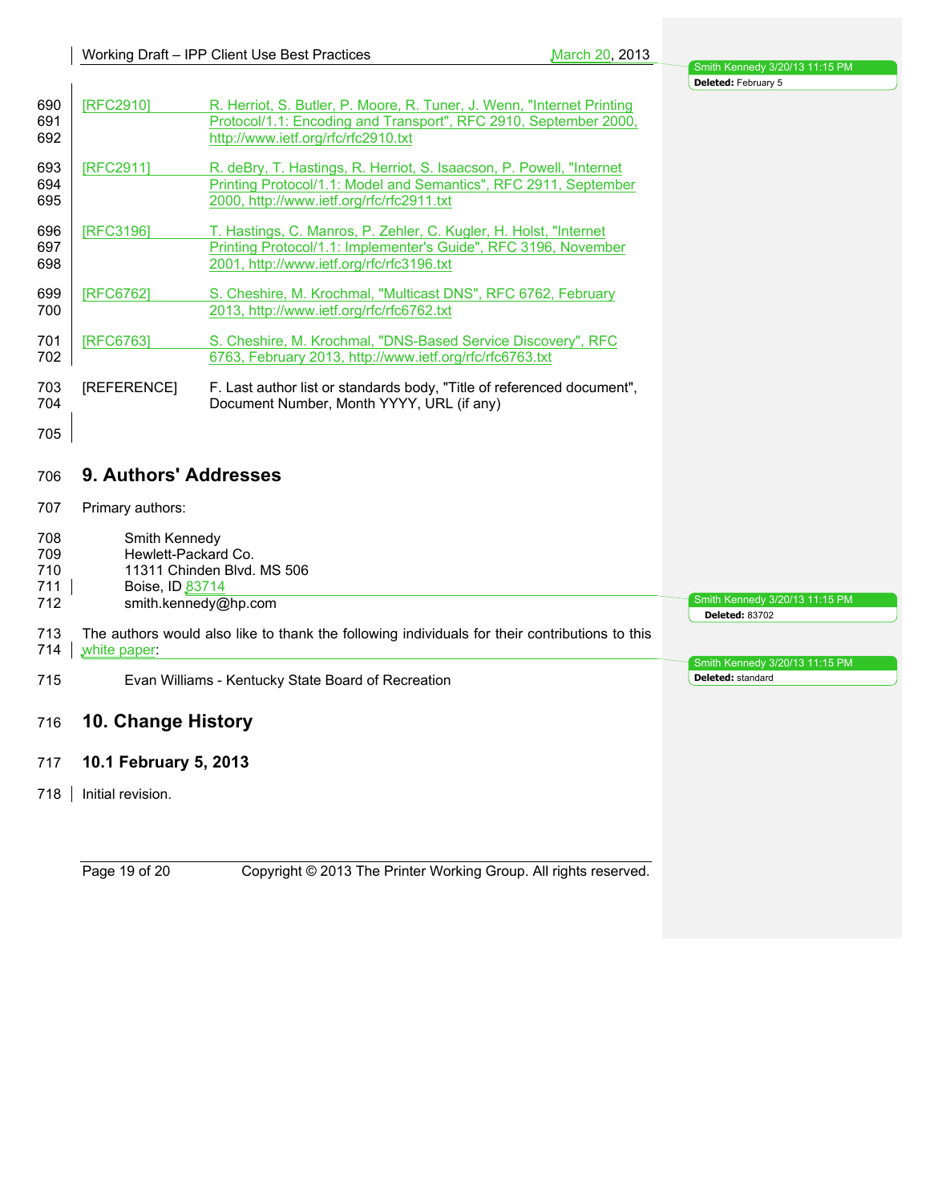[RFC2910] R. Herriot, S. Butler, P. Moore, R. Tuner, J. Wenn, "Internet Printing Protocol/1.1: Encoding and Transport", RFC 2910, September 2000, http://www.ietf.org/rfc/rfc2910.txt

[RFC2911] R. deBry, T. Hastings, R. Herriot, S. Isaacson, P. Powell, "Internet Printing Protocol/1.1: Model and Semantics", RFC 2911, September 2000, http://www.ietf.org/rfc/rfc2911.txt

[RFC3196] T. Hastings, C. Manros, P. Zehler, C. Kugler, H. Holst, "Internet Printing Protocol/1.1: Implementer's Guide", RFC 3196, November 2001, http://www.ietf.org/rfc/rfc3196.txt

[RFC6762] S. Cheshire, M. Krochmal, "Multicast DNS", RFC 6762, February 2013, http://www.ietf.org/rfc/rfc6762.txt

[RFC6763] S. Cheshire, M. Krochmal, "DNS-Based Service Discovery", RFC 6763, February 2013, http://www.ietf.org/rfc/rfc6763.txt

[REFERENCE] F. Last author list or standards body, "Title of referenced document", Document Number, Month YYYY, URL (if any)

# 9. Authors' Addresses

Primary authors:

Smith Kennedy
Hewlett-Packard Co.
11311 Chinden Blvd. MS 506
Boise, ID 83714
smith.kennedy@hp.com

The authors would also like to thank the following individuals for their contributions to this white paper:

Evan Williams - Kentucky State Board of Recreation

# 10. Change History

## 10.1 February 5, 2013

Initial revision.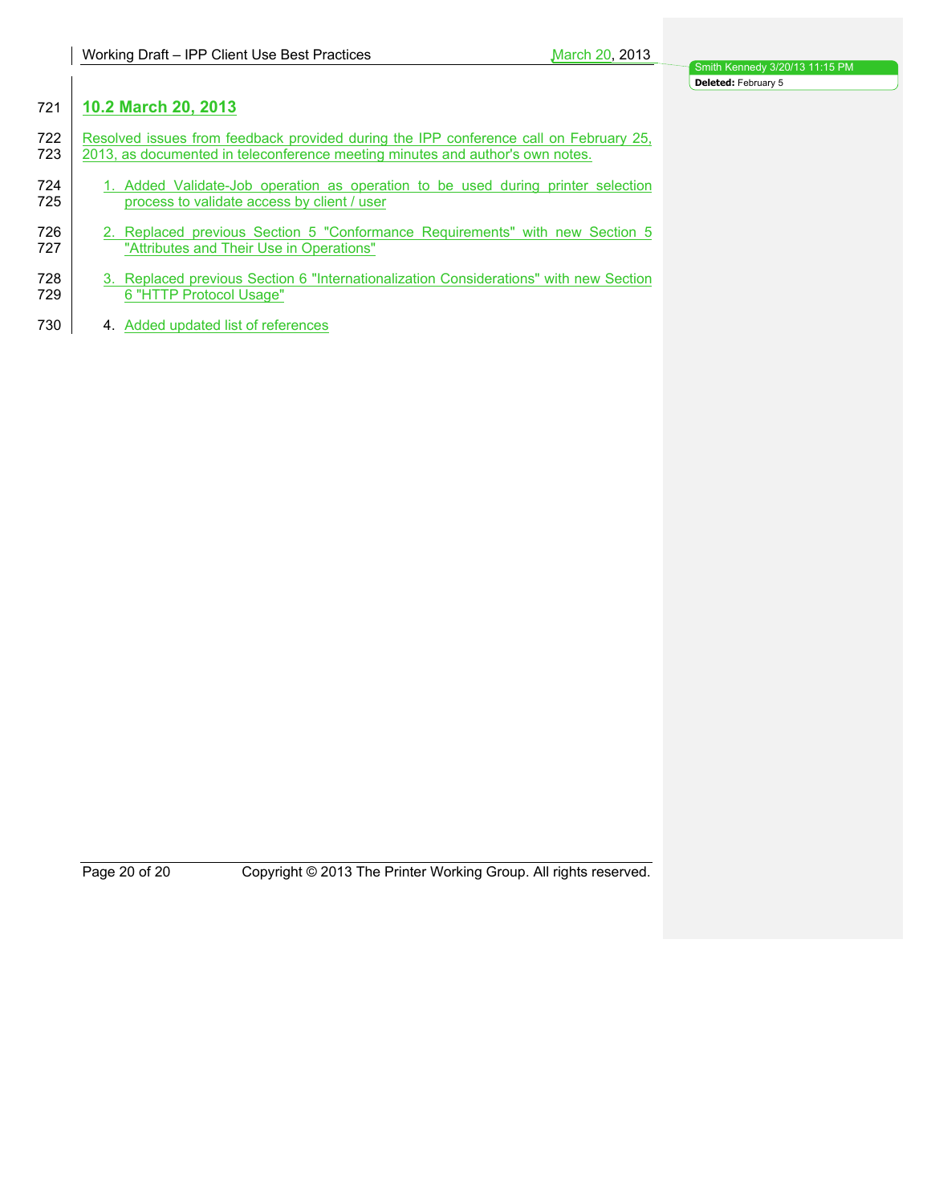## 10.2 March 20, 2013

Resolved issues from feedback provided during the IPP conference call on February 25, 2013, as documented in teleconference meeting minutes and author's own notes.

1. Added Validate-Job operation as operation to be used during printer selection process to validate access by client / user
2. Replaced previous Section 5 "Conformance Requirements" with new Section 5 "Attributes and Their Use in Operations"
3. Replaced previous Section 6 "Internationalization Considerations" with new Section 6 "HTTP Protocol Usage"
4. Added updated list of references